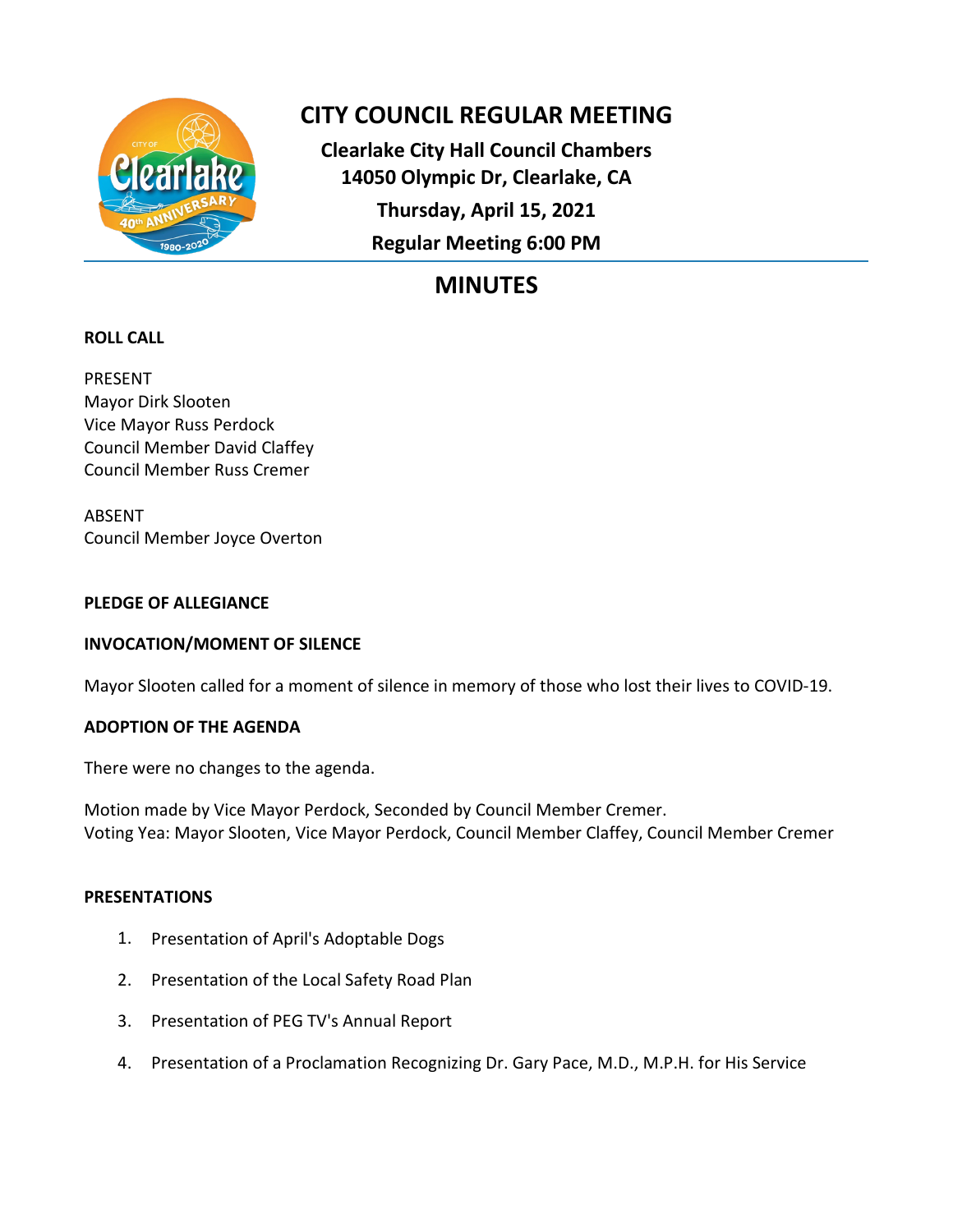# CITY COUNCIL REGULAR MEETING

**Clearlake City Hall Council Chambers**
**14050 Olympic Dr, Clearlake, CA**
**Thursday, April 15, 2021**
**Regular Meeting 6:00 PM**

## MINUTES

**ROLL CALL**

PRESENT
Mayor Dirk Slooten
Vice Mayor Russ Perdock
Council Member David Claffey
Council Member Russ Cremer

ABSENT
Council Member Joyce Overton

**PLEDGE OF ALLEGIANCE**

**INVOCATION/MOMENT OF SILENCE**

Mayor Slooten called for a moment of silence in memory of those who lost their lives to COVID-19.

**ADOPTION OF THE AGENDA**

There were no changes to the agenda.

Motion made by Vice Mayor Perdock, Seconded by Council Member Cremer.
Voting Yea: Mayor Slooten, Vice Mayor Perdock, Council Member Claffey, Council Member Cremer

**PRESENTATIONS**

1. Presentation of April's Adoptable Dogs
2. Presentation of the Local Safety Road Plan
3. Presentation of PEG TV's Annual Report
4. Presentation of a Proclamation Recognizing Dr. Gary Pace, M.D., M.P.H. for His Service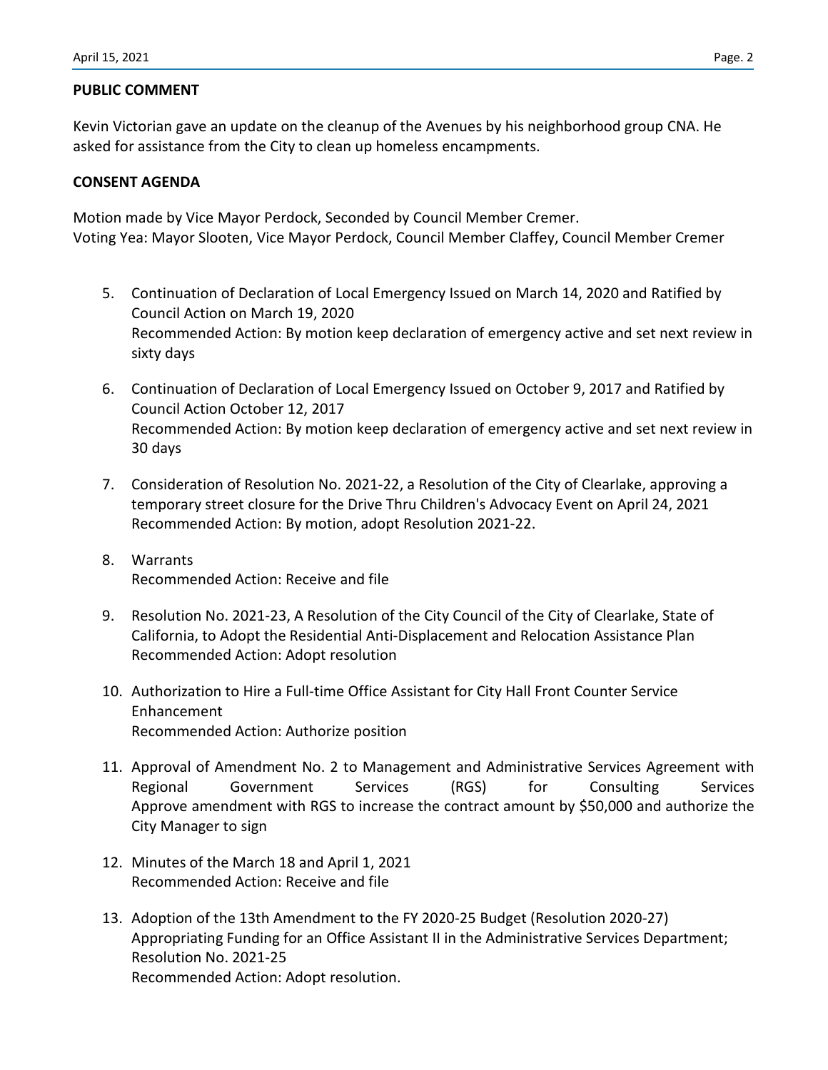**PUBLIC COMMENT**

Kevin Victorian gave an update on the cleanup of the Avenues by his neighborhood group CNA. He asked for assistance from the City to clean up homeless encampments.

**CONSENT AGENDA**

Motion made by Vice Mayor Perdock, Seconded by Council Member Cremer.
Voting Yea: Mayor Slooten, Vice Mayor Perdock, Council Member Claffey, Council Member Cremer

5. Continuation of Declaration of Local Emergency Issued on March 14, 2020 and Ratified by Council Action on March 19, 2020
   Recommended Action: By motion keep declaration of emergency active and set next review in sixty days

6. Continuation of Declaration of Local Emergency Issued on October 9, 2017 and Ratified by Council Action October 12, 2017
   Recommended Action: By motion keep declaration of emergency active and set next review in 30 days

7. Consideration of Resolution No. 2021-22, a Resolution of the City of Clearlake, approving a temporary street closure for the Drive Thru Children's Advocacy Event on April 24, 2021
   Recommended Action: By motion, adopt Resolution 2021-22.

8. Warrants
   Recommended Action: Receive and file

9. Resolution No. 2021-23, A Resolution of the City Council of the City of Clearlake, State of California, to Adopt the Residential Anti-Displacement and Relocation Assistance Plan
   Recommended Action: Adopt resolution

10. Authorization to Hire a Full-time Office Assistant for City Hall Front Counter Service Enhancement
    Recommended Action: Authorize position

11. Approval of Amendment No. 2 to Management and Administrative Services Agreement with Regional Government Services (RGS) for Consulting Services
    Approve amendment with RGS to increase the contract amount by $50,000 and authorize the City Manager to sign

12. Minutes of the March 18 and April 1, 2021
    Recommended Action: Receive and file

13. Adoption of the 13th Amendment to the FY 2020-25 Budget (Resolution 2020-27) Appropriating Funding for an Office Assistant II in the Administrative Services Department; Resolution No. 2021-25
    Recommended Action: Adopt resolution.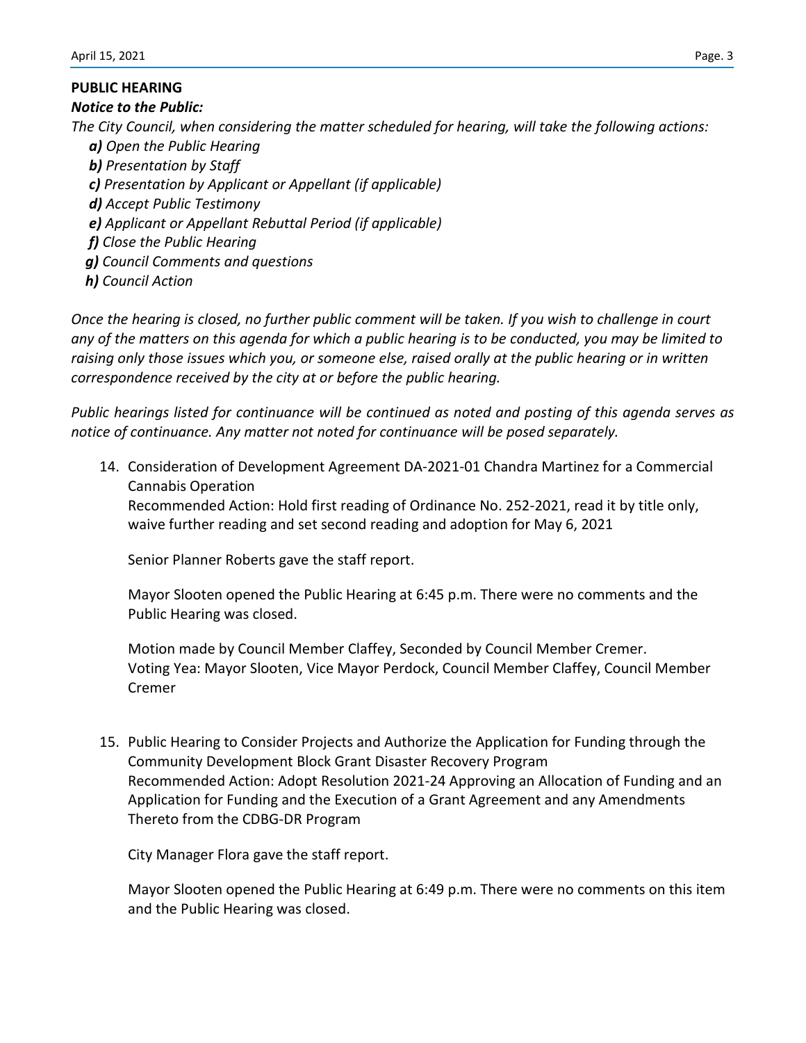**PUBLIC HEARING**

***Notice to the Public:***

*The City Council, when considering the matter scheduled for hearing, will take the following actions:*

- ***a)*** *Open the Public Hearing*
- ***b)*** *Presentation by Staff*
- ***c)*** *Presentation by Applicant or Appellant (if applicable)*
- ***d)*** *Accept Public Testimony*
- ***e)*** *Applicant or Appellant Rebuttal Period (if applicable)*
- ***f)*** *Close the Public Hearing*
- ***g)*** *Council Comments and questions*
- ***h)*** *Council Action*

*Once the hearing is closed, no further public comment will be taken. If you wish to challenge in court any of the matters on this agenda for which a public hearing is to be conducted, you may be limited to raising only those issues which you, or someone else, raised orally at the public hearing or in written correspondence received by the city at or before the public hearing.*

*Public hearings listed for continuance will be continued as noted and posting of this agenda serves as notice of continuance. Any matter not noted for continuance will be posed separately.*

14. Consideration of Development Agreement DA-2021-01 Chandra Martinez for a Commercial Cannabis Operation
    Recommended Action: Hold first reading of Ordinance No. 252-2021, read it by title only, waive further reading and set second reading and adoption for May 6, 2021

    Senior Planner Roberts gave the staff report.

    Mayor Slooten opened the Public Hearing at 6:45 p.m. There were no comments and the Public Hearing was closed.

    Motion made by Council Member Claffey, Seconded by Council Member Cremer.
    Voting Yea: Mayor Slooten, Vice Mayor Perdock, Council Member Claffey, Council Member Cremer

15. Public Hearing to Consider Projects and Authorize the Application for Funding through the Community Development Block Grant Disaster Recovery Program
    Recommended Action: Adopt Resolution 2021-24 Approving an Allocation of Funding and an Application for Funding and the Execution of a Grant Agreement and any Amendments Thereto from the CDBG-DR Program

    City Manager Flora gave the staff report.

    Mayor Slooten opened the Public Hearing at 6:49 p.m. There were no comments on this item and the Public Hearing was closed.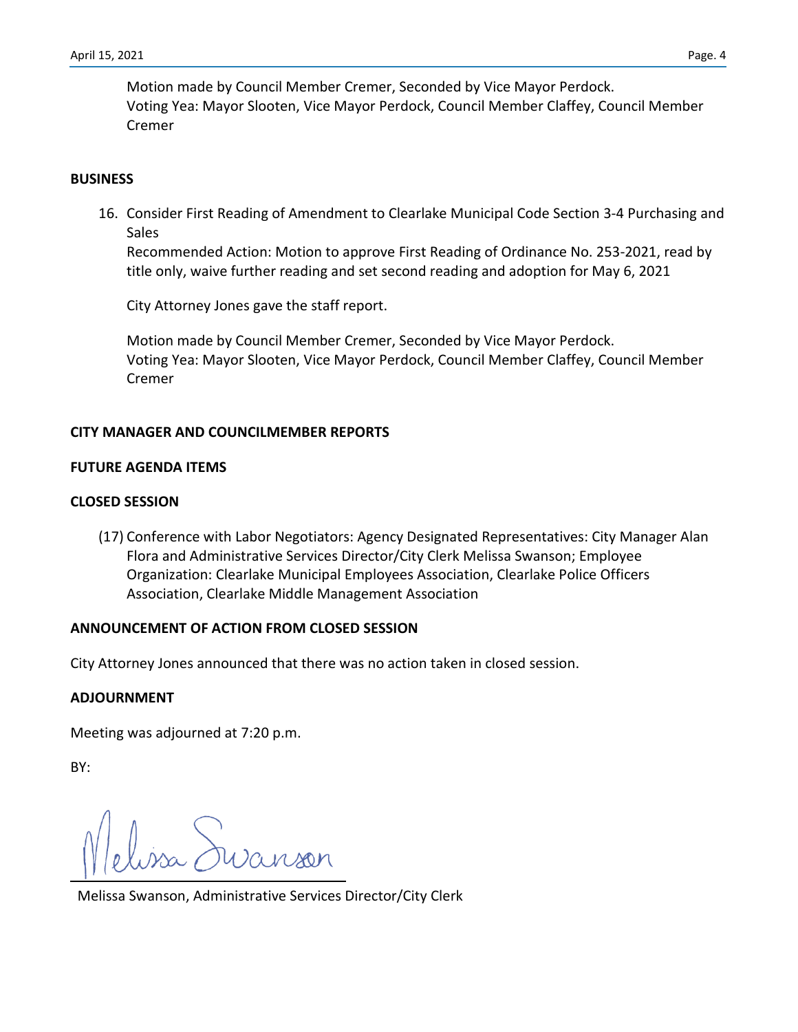Motion made by Council Member Cremer, Seconded by Vice Mayor Perdock.
Voting Yea: Mayor Slooten, Vice Mayor Perdock, Council Member Claffey, Council Member Cremer

**BUSINESS**

16. Consider First Reading of Amendment to Clearlake Municipal Code Section 3-4 Purchasing and Sales
    Recommended Action: Motion to approve First Reading of Ordinance No. 253-2021, read by title only, waive further reading and set second reading and adoption for May 6, 2021

    City Attorney Jones gave the staff report.

    Motion made by Council Member Cremer, Seconded by Vice Mayor Perdock.
    Voting Yea: Mayor Slooten, Vice Mayor Perdock, Council Member Claffey, Council Member Cremer

**CITY MANAGER AND COUNCILMEMBER REPORTS**

**FUTURE AGENDA ITEMS**

**CLOSED SESSION**

(17) Conference with Labor Negotiators: Agency Designated Representatives: City Manager Alan Flora and Administrative Services Director/City Clerk Melissa Swanson; Employee Organization: Clearlake Municipal Employees Association, Clearlake Police Officers Association, Clearlake Middle Management Association

**ANNOUNCEMENT OF ACTION FROM CLOSED SESSION**

City Attorney Jones announced that there was no action taken in closed session.

**ADJOURNMENT**

Meeting was adjourned at 7:20 p.m.

BY:

Melissa Swanson

Melissa Swanson, Administrative Services Director/City Clerk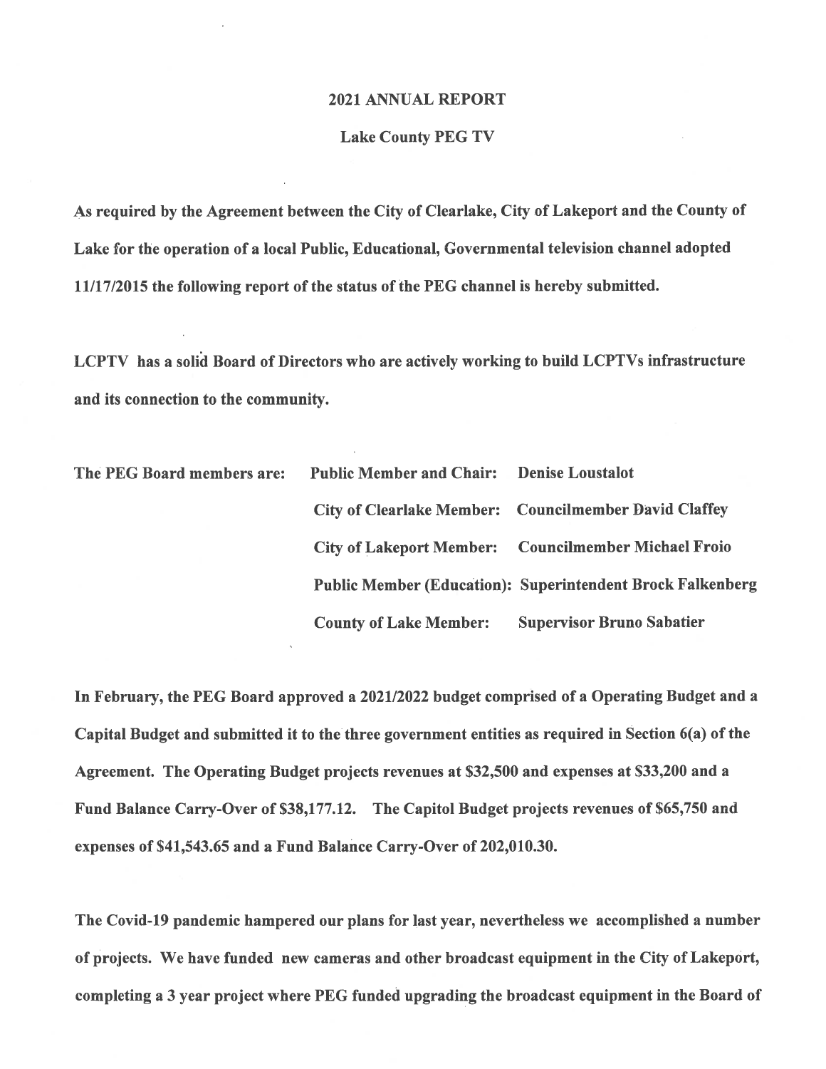**2021 ANNUAL REPORT**

**Lake County PEG TV**

**As required by the Agreement between the City of Clearlake, City of Lakeport and the County of Lake for the operation of a local Public, Educational, Governmental television channel adopted 11/17/2015 the following report of the status of the PEG channel is hereby submitted.**

**LCPTV has a solid Board of Directors who are actively working to build LCPTVs infrastructure and its connection to the community.**

| **The PEG Board members are:** | **Public Member and Chair:** | **Denise Loustalot** |
|---|---|---|
| | **City of Clearlake Member:** | **Councilmember David Claffey** |
| | **City of Lakeport Member:** | **Councilmember Michael Froio** |
| | **Public Member (Education):** | **Superintendent Brock Falkenberg** |
| | **County of Lake Member:** | **Supervisor Bruno Sabatier** |

**In February, the PEG Board approved a 2021/2022 budget comprised of a Operating Budget and a Capital Budget and submitted it to the three government entities as required in Section 6(a) of the Agreement. The Operating Budget projects revenues at $32,500 and expenses at $33,200 and a Fund Balance Carry-Over of $38,177.12. The Capitol Budget projects revenues of $65,750 and expenses of $41,543.65 and a Fund Balance Carry-Over of 202,010.30.**

**The Covid-19 pandemic hampered our plans for last year, nevertheless we accomplished a number of projects. We have funded new cameras and other broadcast equipment in the City of Lakeport, completing a 3 year project where PEG funded upgrading the broadcast equipment in the Board of**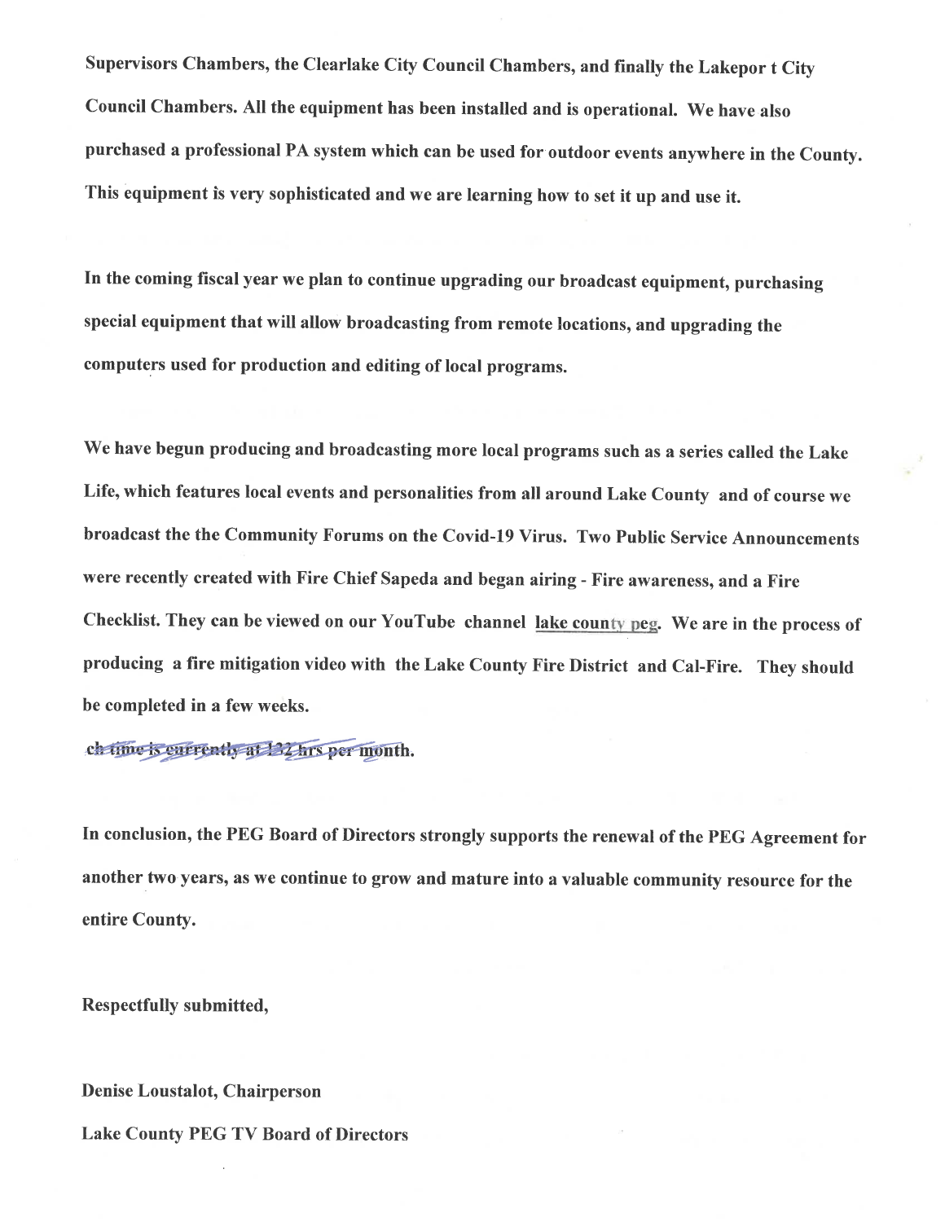Supervisors Chambers, the Clearlake City Council Chambers, and finally the Lakepor t City Council Chambers. All the equipment has been installed and is operational. We have also purchased a professional PA system which can be used for outdoor events anywhere in the County. This equipment is very sophisticated and we are learning how to set it up and use it.

In the coming fiscal year we plan to continue upgrading our broadcast equipment, purchasing special equipment that will allow broadcasting from remote locations, and upgrading the computers used for production and editing of local programs.

We have begun producing and broadcasting more local programs such as a series called the Lake Life, which features local events and personalities from all around Lake County and of course we broadcast the the Community Forums on the Covid-19 Virus. Two Public Service Announcements were recently created with Fire Chief Sapeda and began airing - Fire awareness, and a Fire Checklist. They can be viewed on our YouTube channel lake county peg. We are in the process of producing a fire mitigation video with the Lake County Fire District and Cal-Fire. They should be completed in a few weeks.

~~ch time is currently at 122 hrs per month.~~

In conclusion, the PEG Board of Directors strongly supports the renewal of the PEG Agreement for another two years, as we continue to grow and mature into a valuable community resource for the entire County.

Respectfully submitted,

Denise Loustalot, Chairperson

Lake County PEG TV Board of Directors